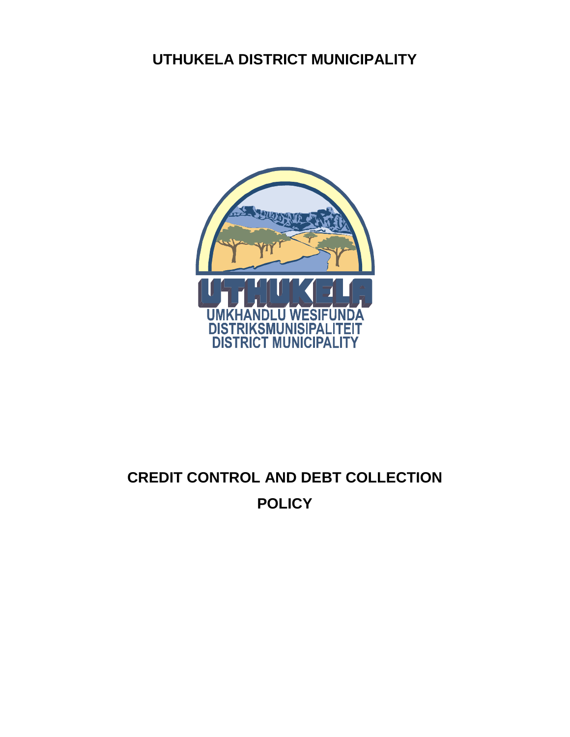# UTHUKELA DISTRICT MUNICIPALITY

UTHUKELA

UMKHANDLU WESIFUNDA

DISTRIKSMUNISIPALITEIT

DISTRICT MUNICIPALITY

# CREDIT CONTROL AND DEBT COLLECTION POLICY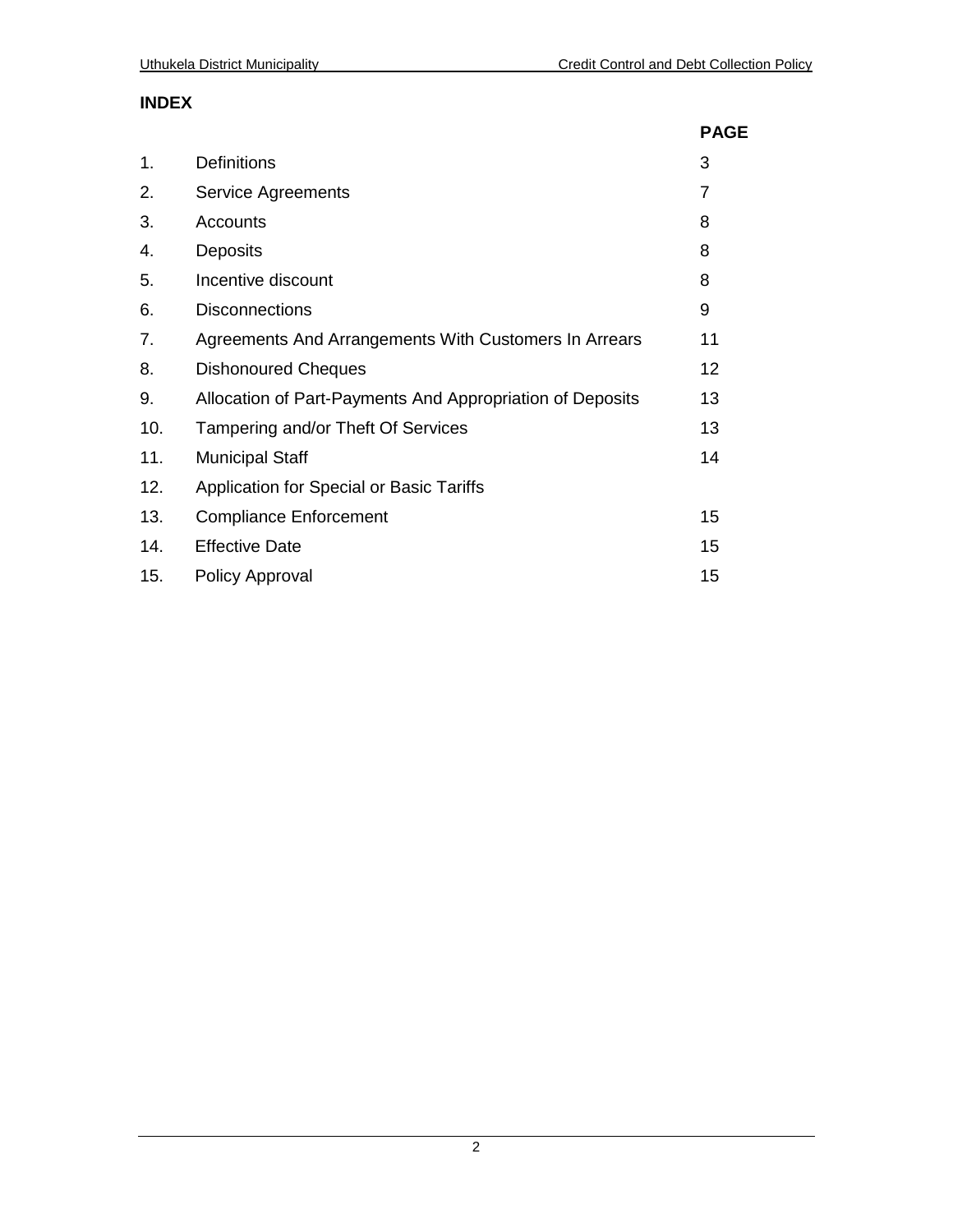**INDEX**

| | | PAGE |
|---|---|---|
| 1. | Definitions | 3 |
| 2. | Service Agreements | 7 |
| 3. | Accounts | 8 |
| 4. | Deposits | 8 |
| 5. | Incentive discount | 8 |
| 6. | Disconnections | 9 |
| 7. | Agreements And Arrangements With Customers In Arrears | 11 |
| 8. | Dishonoured Cheques | 12 |
| 9. | Allocation of Part-Payments And Appropriation of Deposits | 13 |
| 10. | Tampering and/or Theft Of Services | 13 |
| 11. | Municipal Staff | 14 |
| 12. | Application for Special or Basic Tariffs | |
| 13. | Compliance Enforcement | 15 |
| 14. | Effective Date | 15 |
| 15. | Policy Approval | 15 |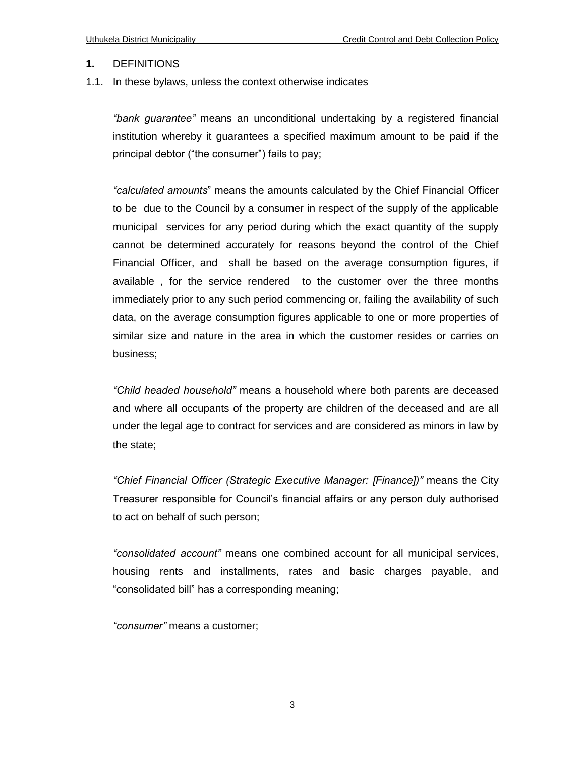**1.** DEFINITIONS

1.1. In these bylaws, unless the context otherwise indicates

*"bank guarantee"* means an unconditional undertaking by a registered financial institution whereby it guarantees a specified maximum amount to be paid if the principal debtor ("the consumer") fails to pay;

*"calculated amounts*" means the amounts calculated by the Chief Financial Officer to be due to the Council by a consumer in respect of the supply of the applicable municipal services for any period during which the exact quantity of the supply cannot be determined accurately for reasons beyond the control of the Chief Financial Officer, and shall be based on the average consumption figures, if available , for the service rendered to the customer over the three months immediately prior to any such period commencing or, failing the availability of such data, on the average consumption figures applicable to one or more properties of similar size and nature in the area in which the customer resides or carries on business;

*"Child headed household"* means a household where both parents are deceased and where all occupants of the property are children of the deceased and are all under the legal age to contract for services and are considered as minors in law by the state;

*"Chief Financial Officer (Strategic Executive Manager: [Finance])"* means the City Treasurer responsible for Council's financial affairs or any person duly authorised to act on behalf of such person;

*"consolidated account"* means one combined account for all municipal services, housing rents and installments, rates and basic charges payable, and "consolidated bill" has a corresponding meaning;

*"consumer"* means a customer;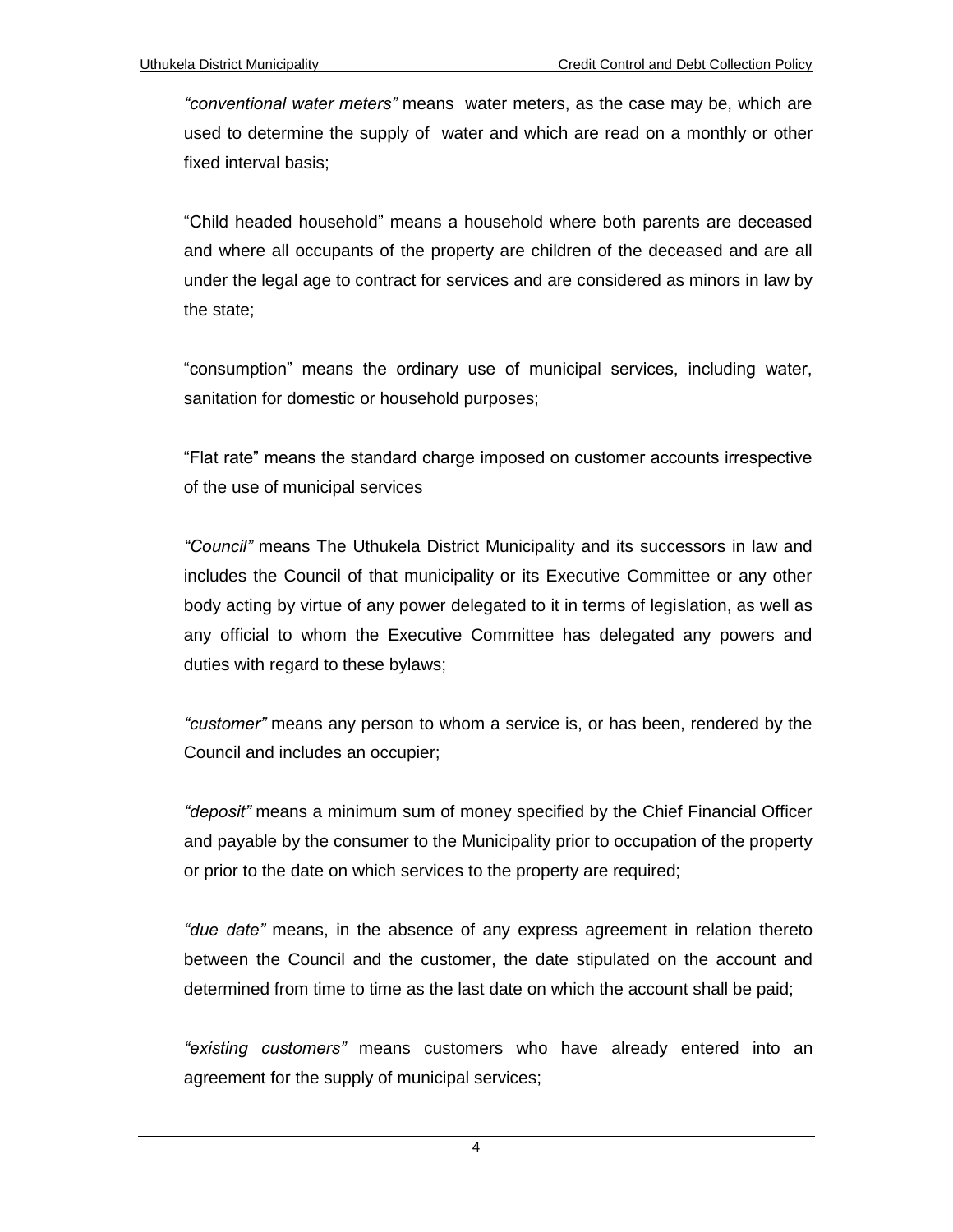*"conventional water meters"* means water meters, as the case may be, which are used to determine the supply of water and which are read on a monthly or other fixed interval basis;

"Child headed household" means a household where both parents are deceased and where all occupants of the property are children of the deceased and are all under the legal age to contract for services and are considered as minors in law by the state;

"consumption" means the ordinary use of municipal services, including water, sanitation for domestic or household purposes;

"Flat rate" means the standard charge imposed on customer accounts irrespective of the use of municipal services

*"Council"* means The Uthukela District Municipality and its successors in law and includes the Council of that municipality or its Executive Committee or any other body acting by virtue of any power delegated to it in terms of legislation, as well as any official to whom the Executive Committee has delegated any powers and duties with regard to these bylaws;

*"customer"* means any person to whom a service is, or has been, rendered by the Council and includes an occupier;

*"deposit"* means a minimum sum of money specified by the Chief Financial Officer and payable by the consumer to the Municipality prior to occupation of the property or prior to the date on which services to the property are required;

*"due date"* means, in the absence of any express agreement in relation thereto between the Council and the customer, the date stipulated on the account and determined from time to time as the last date on which the account shall be paid;

*"existing customers"* means customers who have already entered into an agreement for the supply of municipal services;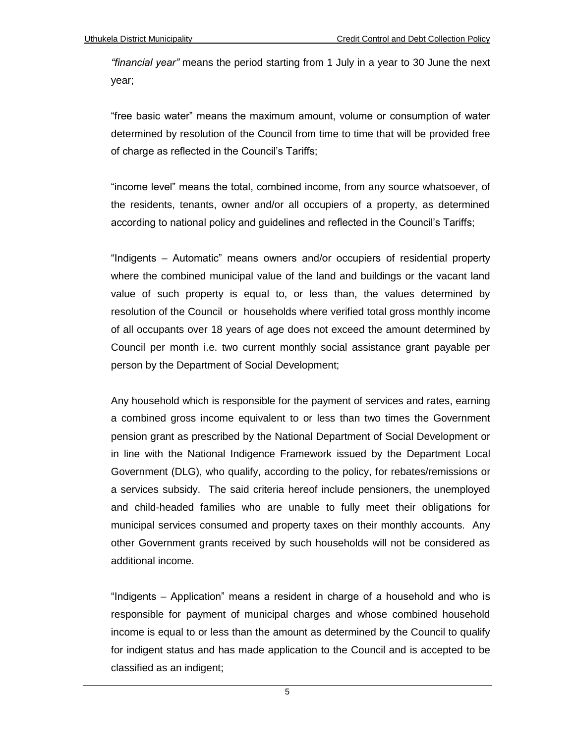*"financial year"* means the period starting from 1 July in a year to 30 June the next year;

"free basic water" means the maximum amount, volume or consumption of water determined by resolution of the Council from time to time that will be provided free of charge as reflected in the Council's Tariffs;

"income level" means the total, combined income, from any source whatsoever, of the residents, tenants, owner and/or all occupiers of a property, as determined according to national policy and guidelines and reflected in the Council's Tariffs;

"Indigents – Automatic" means owners and/or occupiers of residential property where the combined municipal value of the land and buildings or the vacant land value of such property is equal to, or less than, the values determined by resolution of the Council or households where verified total gross monthly income of all occupants over 18 years of age does not exceed the amount determined by Council per month i.e. two current monthly social assistance grant payable per person by the Department of Social Development;

Any household which is responsible for the payment of services and rates, earning a combined gross income equivalent to or less than two times the Government pension grant as prescribed by the National Department of Social Development or in line with the National Indigence Framework issued by the Department Local Government (DLG), who qualify, according to the policy, for rebates/remissions or a services subsidy. The said criteria hereof include pensioners, the unemployed and child-headed families who are unable to fully meet their obligations for municipal services consumed and property taxes on their monthly accounts. Any other Government grants received by such households will not be considered as additional income.

"Indigents – Application" means a resident in charge of a household and who is responsible for payment of municipal charges and whose combined household income is equal to or less than the amount as determined by the Council to qualify for indigent status and has made application to the Council and is accepted to be classified as an indigent;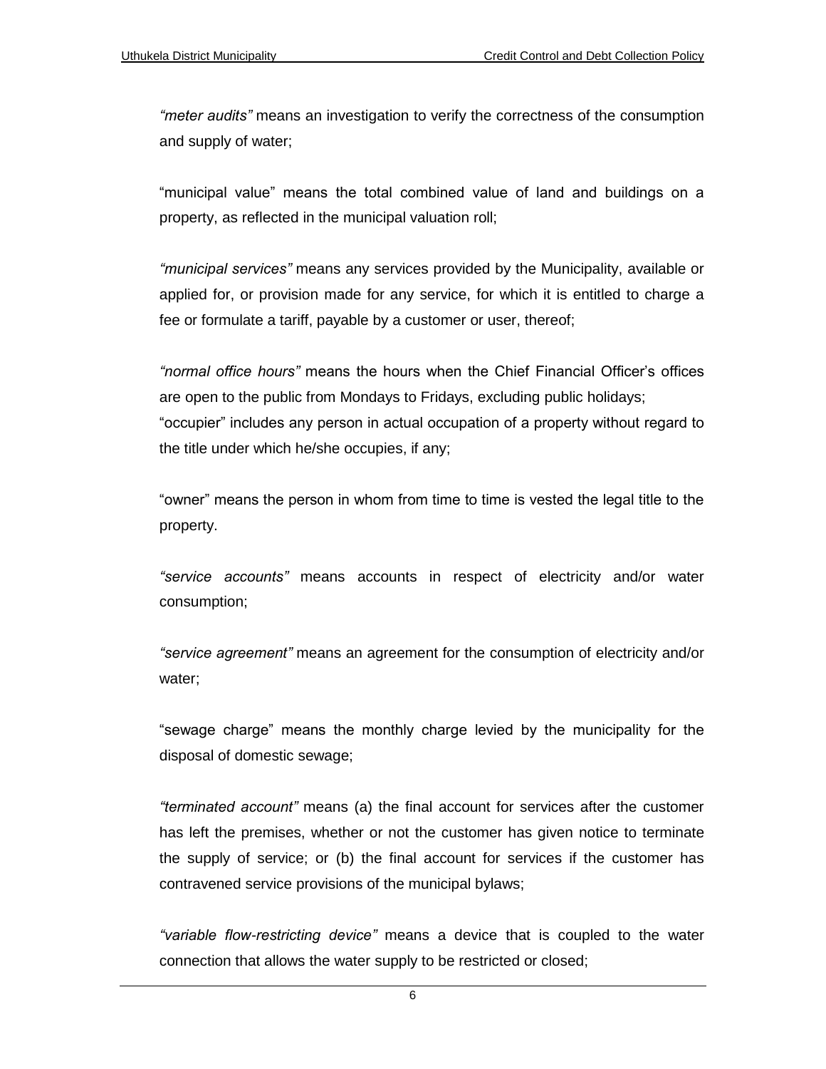*"meter audits"* means an investigation to verify the correctness of the consumption and supply of water;

"municipal value" means the total combined value of land and buildings on a property, as reflected in the municipal valuation roll;

*"municipal services"* means any services provided by the Municipality, available or applied for, or provision made for any service, for which it is entitled to charge a fee or formulate a tariff, payable by a customer or user, thereof;

*"normal office hours"* means the hours when the Chief Financial Officer's offices are open to the public from Mondays to Fridays, excluding public holidays;
"occupier" includes any person in actual occupation of a property without regard to the title under which he/she occupies, if any;

"owner" means the person in whom from time to time is vested the legal title to the property.

*"service accounts"* means accounts in respect of electricity and/or water consumption;

*"service agreement"* means an agreement for the consumption of electricity and/or water;

"sewage charge" means the monthly charge levied by the municipality for the disposal of domestic sewage;

*"terminated account"* means (a) the final account for services after the customer has left the premises, whether or not the customer has given notice to terminate the supply of service; or (b) the final account for services if the customer has contravened service provisions of the municipal bylaws;

*"variable flow-restricting device"* means a device that is coupled to the water connection that allows the water supply to be restricted or closed;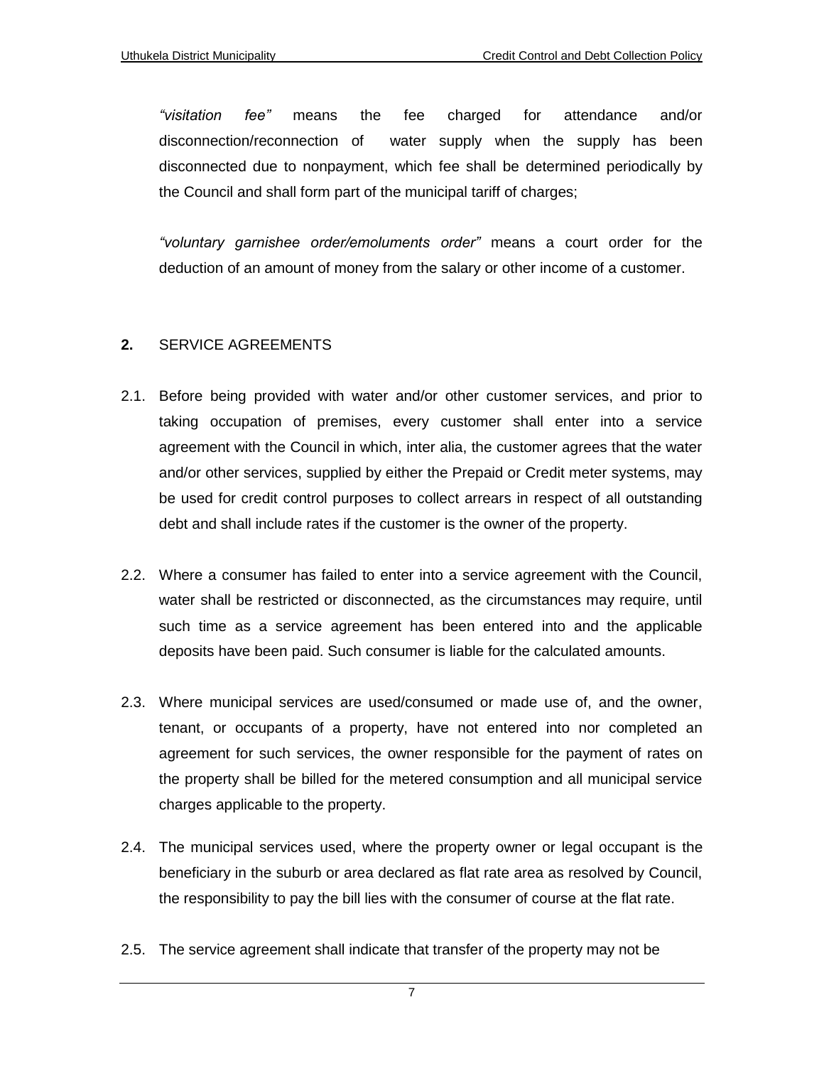*"visitation fee"* means the fee charged for attendance and/or disconnection/reconnection of water supply when the supply has been disconnected due to nonpayment, which fee shall be determined periodically by the Council and shall form part of the municipal tariff of charges;

*"voluntary garnishee order/emoluments order"* means a court order for the deduction of an amount of money from the salary or other income of a customer.

## **2.** SERVICE AGREEMENTS

2.1. Before being provided with water and/or other customer services, and prior to taking occupation of premises, every customer shall enter into a service agreement with the Council in which, inter alia, the customer agrees that the water and/or other services, supplied by either the Prepaid or Credit meter systems, may be used for credit control purposes to collect arrears in respect of all outstanding debt and shall include rates if the customer is the owner of the property.

2.2. Where a consumer has failed to enter into a service agreement with the Council, water shall be restricted or disconnected, as the circumstances may require, until such time as a service agreement has been entered into and the applicable deposits have been paid. Such consumer is liable for the calculated amounts.

2.3. Where municipal services are used/consumed or made use of, and the owner, tenant, or occupants of a property, have not entered into nor completed an agreement for such services, the owner responsible for the payment of rates on the property shall be billed for the metered consumption and all municipal service charges applicable to the property.

2.4. The municipal services used, where the property owner or legal occupant is the beneficiary in the suburb or area declared as flat rate area as resolved by Council, the responsibility to pay the bill lies with the consumer of course at the flat rate.

2.5. The service agreement shall indicate that transfer of the property may not be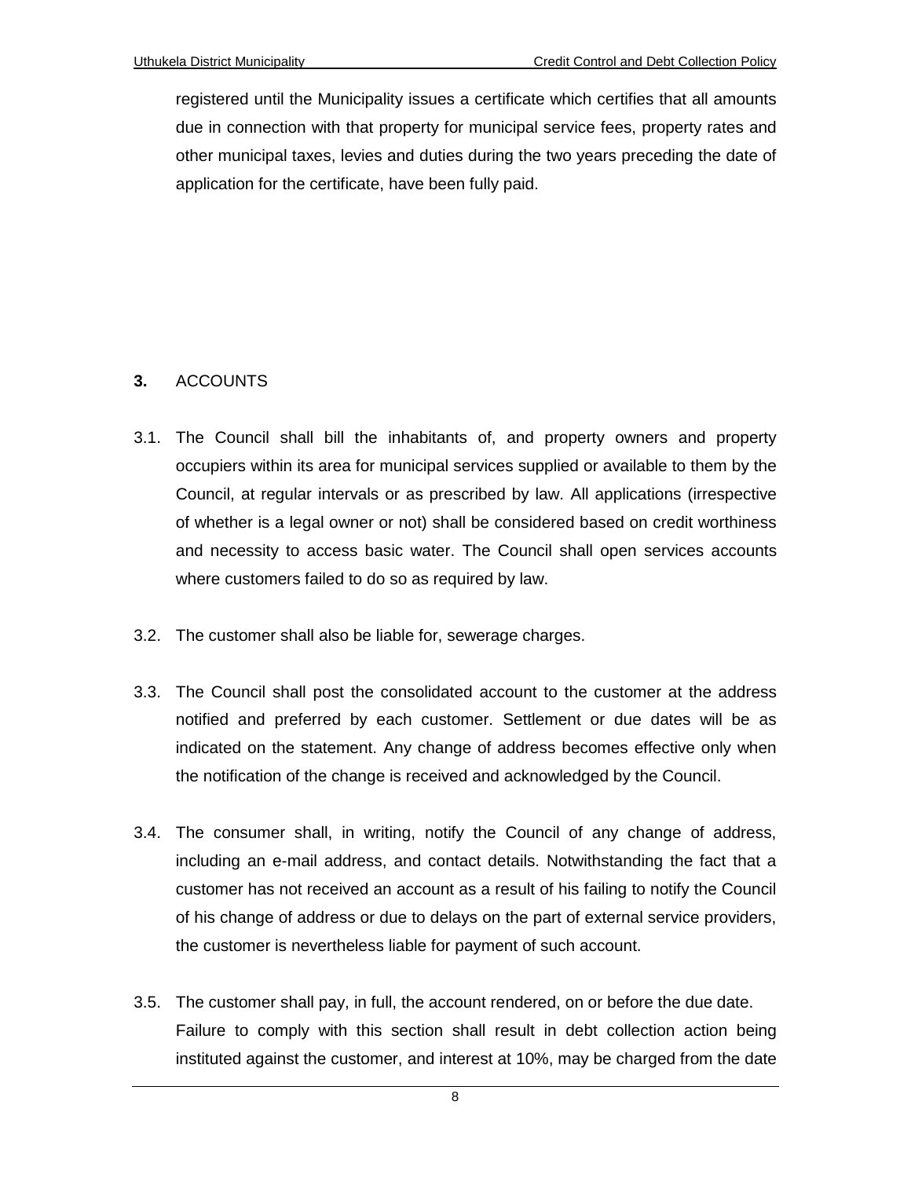registered until the Municipality issues a certificate which certifies that all amounts due in connection with that property for municipal service fees, property rates and other municipal taxes, levies and duties during the two years preceding the date of application for the certificate, have been fully paid.

## **3.** ACCOUNTS

3.1. The Council shall bill the inhabitants of, and property owners and property occupiers within its area for municipal services supplied or available to them by the Council, at regular intervals or as prescribed by law. All applications (irrespective of whether is a legal owner or not) shall be considered based on credit worthiness and necessity to access basic water. The Council shall open services accounts where customers failed to do so as required by law.

3.2. The customer shall also be liable for, sewerage charges.

3.3. The Council shall post the consolidated account to the customer at the address notified and preferred by each customer. Settlement or due dates will be as indicated on the statement. Any change of address becomes effective only when the notification of the change is received and acknowledged by the Council.

3.4. The consumer shall, in writing, notify the Council of any change of address, including an e-mail address, and contact details. Notwithstanding the fact that a customer has not received an account as a result of his failing to notify the Council of his change of address or due to delays on the part of external service providers, the customer is nevertheless liable for payment of such account.

3.5. The customer shall pay, in full, the account rendered, on or before the due date. Failure to comply with this section shall result in debt collection action being instituted against the customer, and interest at 10%, may be charged from the date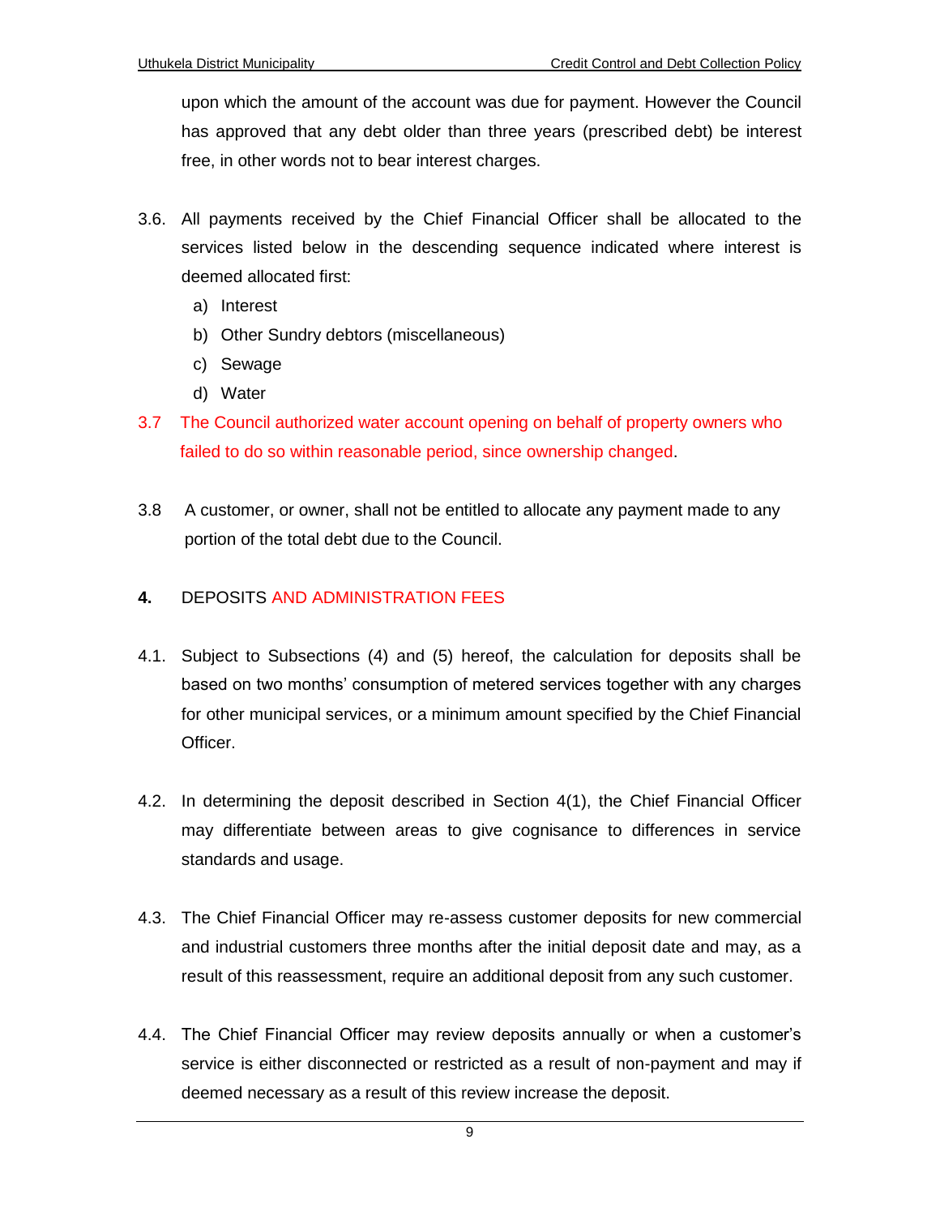upon which the amount of the account was due for payment. However the Council has approved that any debt older than three years (prescribed debt) be interest free, in other words not to bear interest charges.

3.6. All payments received by the Chief Financial Officer shall be allocated to the services listed below in the descending sequence indicated where interest is deemed allocated first:

a) Interest
b) Other Sundry debtors (miscellaneous)
c) Sewage
d) Water

3.7 The Council authorized water account opening on behalf of property owners who failed to do so within reasonable period, since ownership changed.

3.8 A customer, or owner, shall not be entitled to allocate any payment made to any portion of the total debt due to the Council.

## 4. DEPOSITS AND ADMINISTRATION FEES

4.1. Subject to Subsections (4) and (5) hereof, the calculation for deposits shall be based on two months' consumption of metered services together with any charges for other municipal services, or a minimum amount specified by the Chief Financial Officer.

4.2. In determining the deposit described in Section 4(1), the Chief Financial Officer may differentiate between areas to give cognisance to differences in service standards and usage.

4.3. The Chief Financial Officer may re-assess customer deposits for new commercial and industrial customers three months after the initial deposit date and may, as a result of this reassessment, require an additional deposit from any such customer.

4.4. The Chief Financial Officer may review deposits annually or when a customer's service is either disconnected or restricted as a result of non-payment and may if deemed necessary as a result of this review increase the deposit.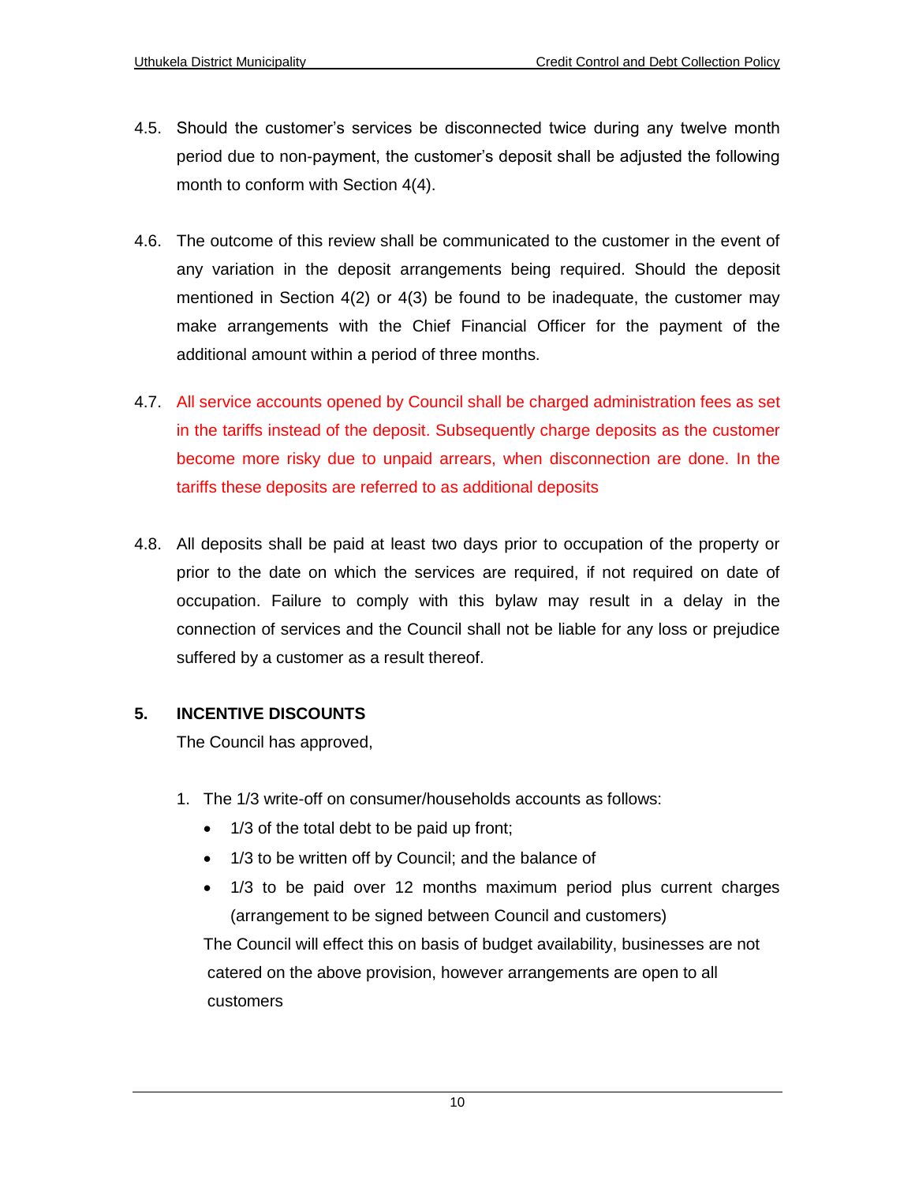4.5. Should the customer's services be disconnected twice during any twelve month period due to non-payment, the customer's deposit shall be adjusted the following month to conform with Section 4(4).

4.6. The outcome of this review shall be communicated to the customer in the event of any variation in the deposit arrangements being required. Should the deposit mentioned in Section 4(2) or 4(3) be found to be inadequate, the customer may make arrangements with the Chief Financial Officer for the payment of the additional amount within a period of three months.

4.7. All service accounts opened by Council shall be charged administration fees as set in the tariffs instead of the deposit. Subsequently charge deposits as the customer become more risky due to unpaid arrears, when disconnection are done. In the tariffs these deposits are referred to as additional deposits

4.8. All deposits shall be paid at least two days prior to occupation of the property or prior to the date on which the services are required, if not required on date of occupation. Failure to comply with this bylaw may result in a delay in the connection of services and the Council shall not be liable for any loss or prejudice suffered by a customer as a result thereof.

## 5. INCENTIVE DISCOUNTS

The Council has approved,

1. The 1/3 write-off on consumer/households accounts as follows:
   - 1/3 of the total debt to be paid up front;
   - 1/3 to be written off by Council; and the balance of
   - 1/3 to be paid over 12 months maximum period plus current charges (arrangement to be signed between Council and customers)

   The Council will effect this on basis of budget availability, businesses are not catered on the above provision, however arrangements are open to all customers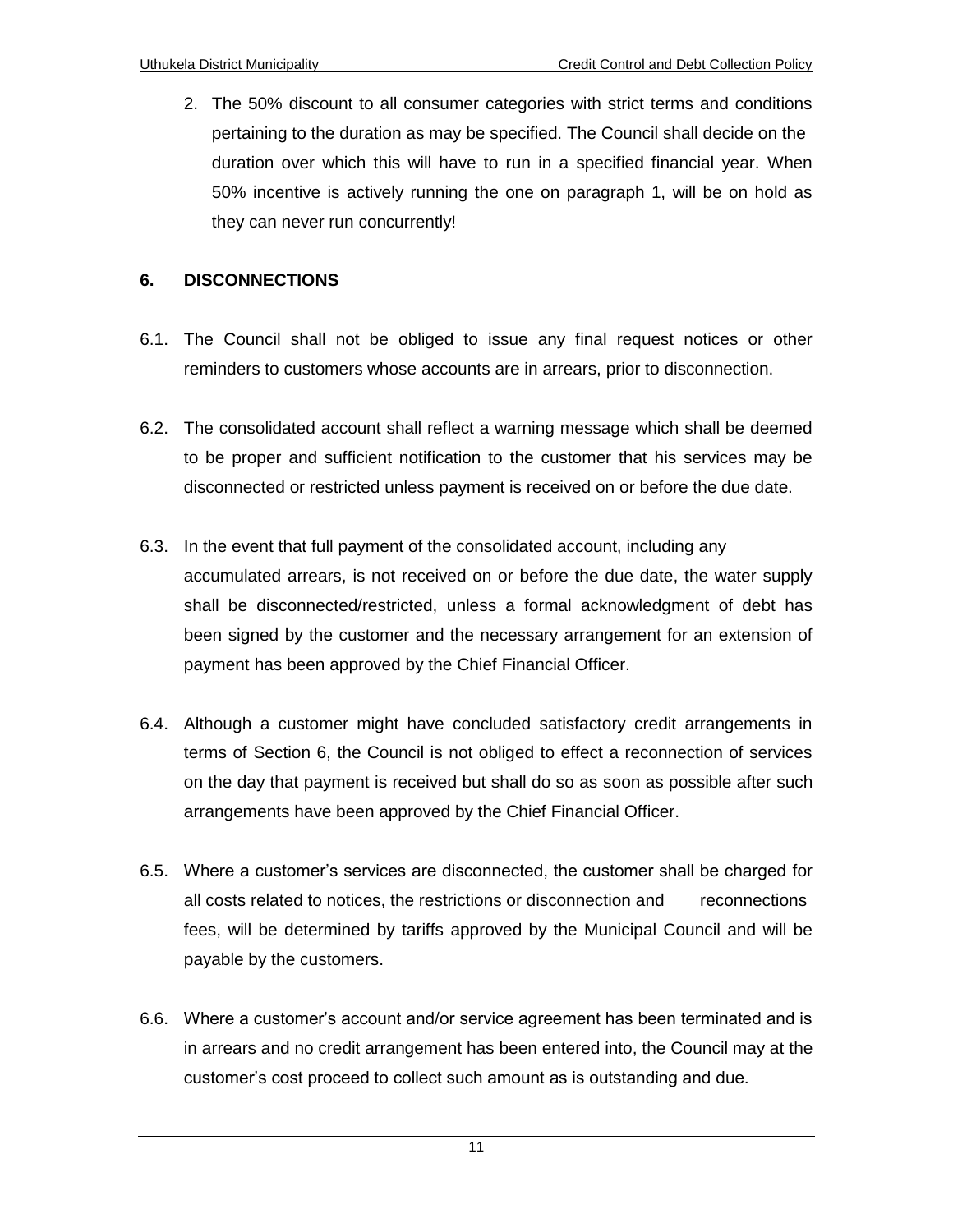2. The 50% discount to all consumer categories with strict terms and conditions pertaining to the duration as may be specified. The Council shall decide on the duration over which this will have to run in a specified financial year. When 50% incentive is actively running the one on paragraph 1, will be on hold as they can never run concurrently!

## 6. DISCONNECTIONS

6.1. The Council shall not be obliged to issue any final request notices or other reminders to customers whose accounts are in arrears, prior to disconnection.

6.2. The consolidated account shall reflect a warning message which shall be deemed to be proper and sufficient notification to the customer that his services may be disconnected or restricted unless payment is received on or before the due date.

6.3. In the event that full payment of the consolidated account, including any accumulated arrears, is not received on or before the due date, the water supply shall be disconnected/restricted, unless a formal acknowledgment of debt has been signed by the customer and the necessary arrangement for an extension of payment has been approved by the Chief Financial Officer.

6.4. Although a customer might have concluded satisfactory credit arrangements in terms of Section 6, the Council is not obliged to effect a reconnection of services on the day that payment is received but shall do so as soon as possible after such arrangements have been approved by the Chief Financial Officer.

6.5. Where a customer's services are disconnected, the customer shall be charged for all costs related to notices, the restrictions or disconnection and reconnections fees, will be determined by tariffs approved by the Municipal Council and will be payable by the customers.

6.6. Where a customer's account and/or service agreement has been terminated and is in arrears and no credit arrangement has been entered into, the Council may at the customer's cost proceed to collect such amount as is outstanding and due.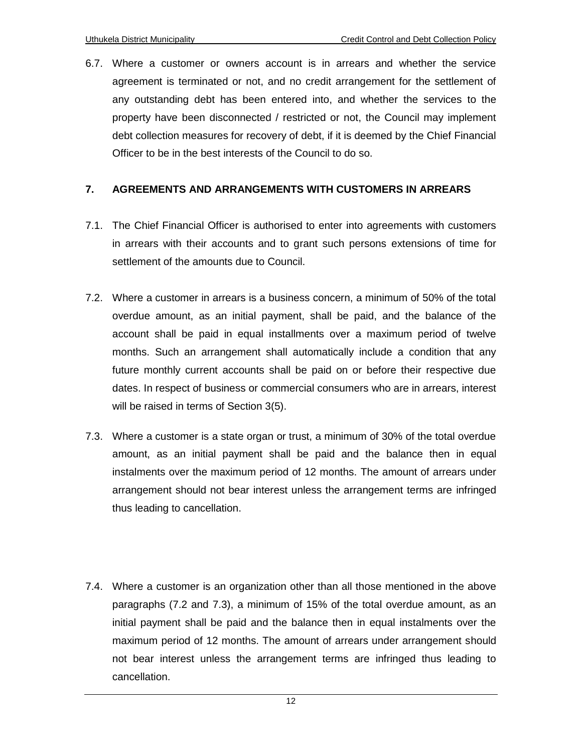6.7. Where a customer or owners account is in arrears and whether the service agreement is terminated or not, and no credit arrangement for the settlement of any outstanding debt has been entered into, and whether the services to the property have been disconnected / restricted or not, the Council may implement debt collection measures for recovery of debt, if it is deemed by the Chief Financial Officer to be in the best interests of the Council to do so.

## 7. AGREEMENTS AND ARRANGEMENTS WITH CUSTOMERS IN ARREARS

7.1. The Chief Financial Officer is authorised to enter into agreements with customers in arrears with their accounts and to grant such persons extensions of time for settlement of the amounts due to Council.

7.2. Where a customer in arrears is a business concern, a minimum of 50% of the total overdue amount, as an initial payment, shall be paid, and the balance of the account shall be paid in equal installments over a maximum period of twelve months. Such an arrangement shall automatically include a condition that any future monthly current accounts shall be paid on or before their respective due dates. In respect of business or commercial consumers who are in arrears, interest will be raised in terms of Section 3(5).

7.3. Where a customer is a state organ or trust, a minimum of 30% of the total overdue amount, as an initial payment shall be paid and the balance then in equal instalments over the maximum period of 12 months. The amount of arrears under arrangement should not bear interest unless the arrangement terms are infringed thus leading to cancellation.

7.4. Where a customer is an organization other than all those mentioned in the above paragraphs (7.2 and 7.3), a minimum of 15% of the total overdue amount, as an initial payment shall be paid and the balance then in equal instalments over the maximum period of 12 months. The amount of arrears under arrangement should not bear interest unless the arrangement terms are infringed thus leading to cancellation.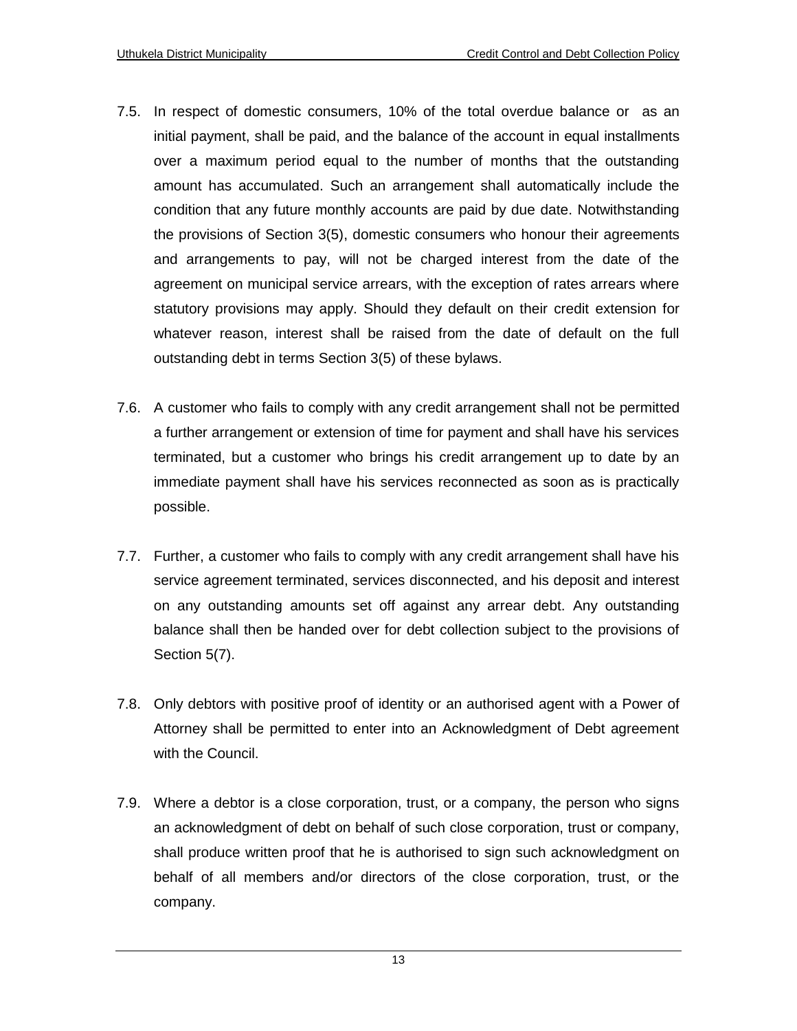7.5. In respect of domestic consumers, 10% of the total overdue balance or as an initial payment, shall be paid, and the balance of the account in equal installments over a maximum period equal to the number of months that the outstanding amount has accumulated. Such an arrangement shall automatically include the condition that any future monthly accounts are paid by due date. Notwithstanding the provisions of Section 3(5), domestic consumers who honour their agreements and arrangements to pay, will not be charged interest from the date of the agreement on municipal service arrears, with the exception of rates arrears where statutory provisions may apply. Should they default on their credit extension for whatever reason, interest shall be raised from the date of default on the full outstanding debt in terms Section 3(5) of these bylaws.

7.6. A customer who fails to comply with any credit arrangement shall not be permitted a further arrangement or extension of time for payment and shall have his services terminated, but a customer who brings his credit arrangement up to date by an immediate payment shall have his services reconnected as soon as is practically possible.

7.7. Further, a customer who fails to comply with any credit arrangement shall have his service agreement terminated, services disconnected, and his deposit and interest on any outstanding amounts set off against any arrear debt. Any outstanding balance shall then be handed over for debt collection subject to the provisions of Section 5(7).

7.8. Only debtors with positive proof of identity or an authorised agent with a Power of Attorney shall be permitted to enter into an Acknowledgment of Debt agreement with the Council.

7.9. Where a debtor is a close corporation, trust, or a company, the person who signs an acknowledgment of debt on behalf of such close corporation, trust or company, shall produce written proof that he is authorised to sign such acknowledgment on behalf of all members and/or directors of the close corporation, trust, or the company.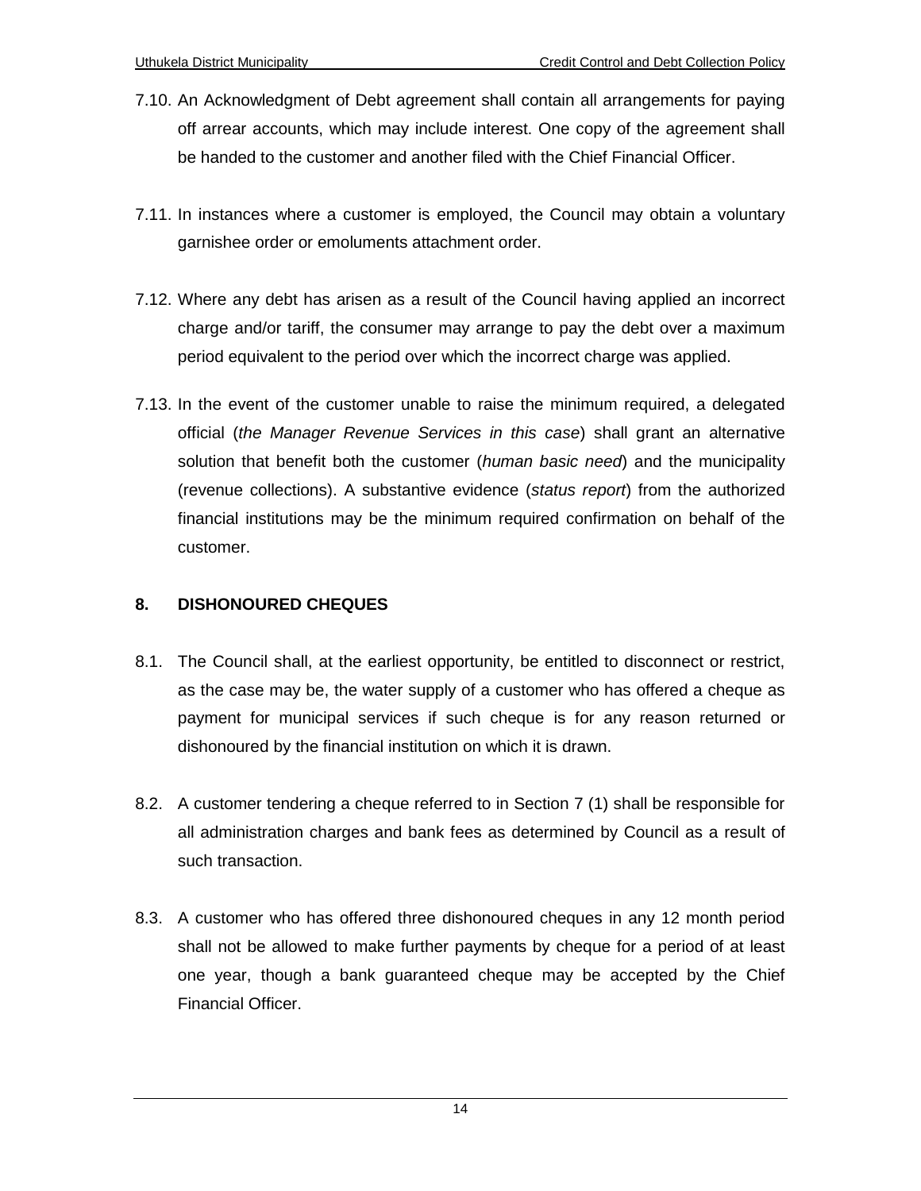7.10. An Acknowledgment of Debt agreement shall contain all arrangements for paying off arrear accounts, which may include interest. One copy of the agreement shall be handed to the customer and another filed with the Chief Financial Officer.

7.11. In instances where a customer is employed, the Council may obtain a voluntary garnishee order or emoluments attachment order.

7.12. Where any debt has arisen as a result of the Council having applied an incorrect charge and/or tariff, the consumer may arrange to pay the debt over a maximum period equivalent to the period over which the incorrect charge was applied.

7.13. In the event of the customer unable to raise the minimum required, a delegated official (*the Manager Revenue Services in this case*) shall grant an alternative solution that benefit both the customer (*human basic need*) and the municipality (revenue collections). A substantive evidence (*status report*) from the authorized financial institutions may be the minimum required confirmation on behalf of the customer.

## 8. DISHONOURED CHEQUES

8.1. The Council shall, at the earliest opportunity, be entitled to disconnect or restrict, as the case may be, the water supply of a customer who has offered a cheque as payment for municipal services if such cheque is for any reason returned or dishonoured by the financial institution on which it is drawn.

8.2. A customer tendering a cheque referred to in Section 7 (1) shall be responsible for all administration charges and bank fees as determined by Council as a result of such transaction.

8.3. A customer who has offered three dishonoured cheques in any 12 month period shall not be allowed to make further payments by cheque for a period of at least one year, though a bank guaranteed cheque may be accepted by the Chief Financial Officer.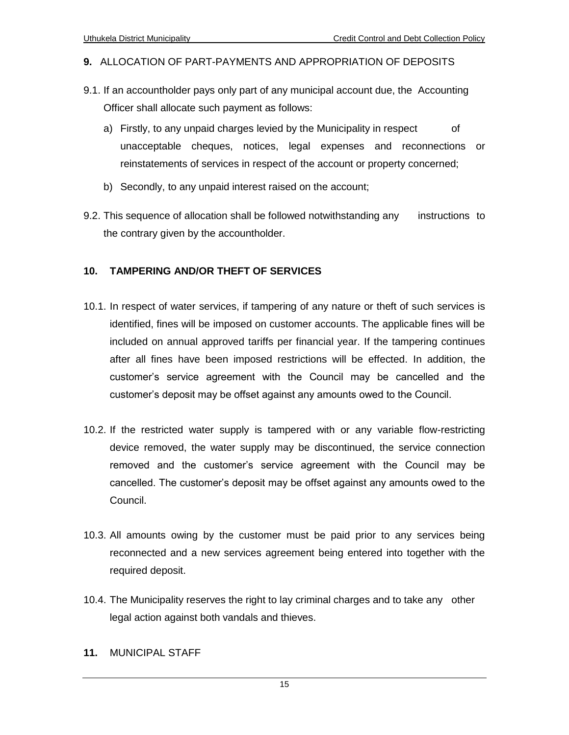## **9.** ALLOCATION OF PART-PAYMENTS AND APPROPRIATION OF DEPOSITS

9.1. If an accountholder pays only part of any municipal account due, the Accounting Officer shall allocate such payment as follows:

a) Firstly, to any unpaid charges levied by the Municipality in respect of unacceptable cheques, notices, legal expenses and reconnections or reinstatements of services in respect of the account or property concerned;

b) Secondly, to any unpaid interest raised on the account;

9.2. This sequence of allocation shall be followed notwithstanding any instructions to the contrary given by the accountholder.

## **10. TAMPERING AND/OR THEFT OF SERVICES**

10.1. In respect of water services, if tampering of any nature or theft of such services is identified, fines will be imposed on customer accounts. The applicable fines will be included on annual approved tariffs per financial year. If the tampering continues after all fines have been imposed restrictions will be effected. In addition, the customer's service agreement with the Council may be cancelled and the customer's deposit may be offset against any amounts owed to the Council.

10.2. If the restricted water supply is tampered with or any variable flow-restricting device removed, the water supply may be discontinued, the service connection removed and the customer's service agreement with the Council may be cancelled. The customer's deposit may be offset against any amounts owed to the Council.

10.3. All amounts owing by the customer must be paid prior to any services being reconnected and a new services agreement being entered into together with the required deposit.

10.4. The Municipality reserves the right to lay criminal charges and to take any other legal action against both vandals and thieves.

## **11.** MUNICIPAL STAFF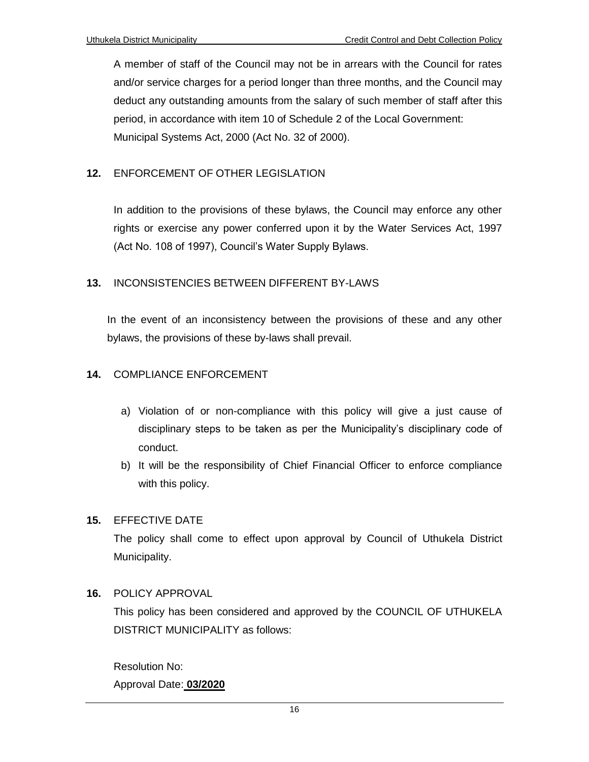A member of staff of the Council may not be in arrears with the Council for rates and/or service charges for a period longer than three months, and the Council may deduct any outstanding amounts from the salary of such member of staff after this period, in accordance with item 10 of Schedule 2 of the Local Government: Municipal Systems Act, 2000 (Act No. 32 of 2000).

## 12. ENFORCEMENT OF OTHER LEGISLATION

In addition to the provisions of these bylaws, the Council may enforce any other rights or exercise any power conferred upon it by the Water Services Act, 1997 (Act No. 108 of 1997), Council's Water Supply Bylaws.

## 13. INCONSISTENCIES BETWEEN DIFFERENT BY-LAWS

In the event of an inconsistency between the provisions of these and any other bylaws, the provisions of these by-laws shall prevail.

## 14. COMPLIANCE ENFORCEMENT

a) Violation of or non-compliance with this policy will give a just cause of disciplinary steps to be taken as per the Municipality's disciplinary code of conduct.

b) It will be the responsibility of Chief Financial Officer to enforce compliance with this policy.

## 15. EFFECTIVE DATE

The policy shall come to effect upon approval by Council of Uthukela District Municipality.

## 16. POLICY APPROVAL

This policy has been considered and approved by the COUNCIL OF UTHUKELA DISTRICT MUNICIPALITY as follows:

Resolution No:

Approval Date: **03/2020**